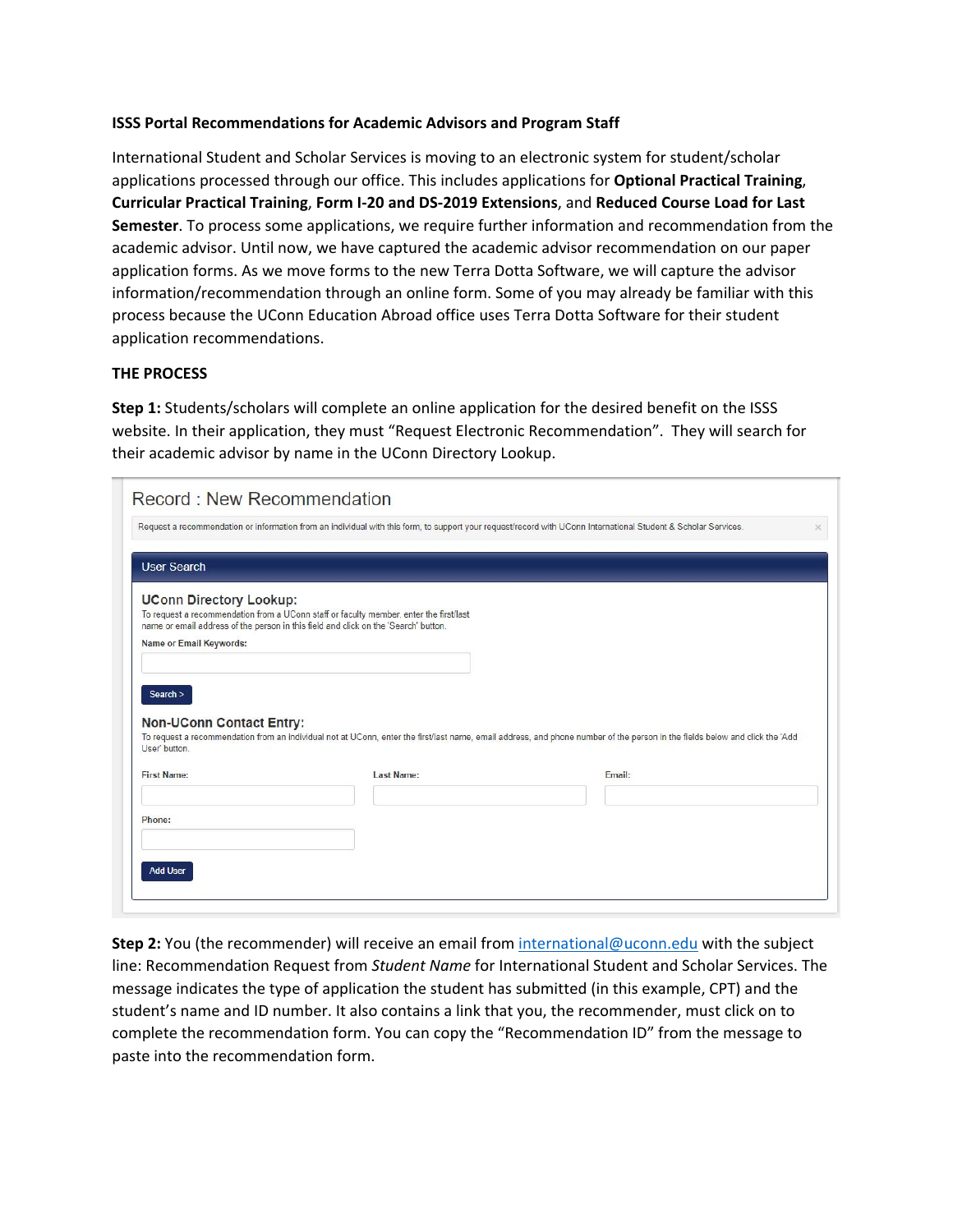**ISSS Portal Recommendations for Academic Advisors and Program Staff**

International Student and Scholar Services is moving to an electronic system for student/scholar applications processed through our office. This includes applications for **Optional Practical Training**, **Curricular Practical Training**, **Form I-20 and DS-2019 Extensions**, and **Reduced Course Load for Last Semester**. To process some applications, we require further information and recommendation from the academic advisor. Until now, we have captured the academic advisor recommendation on our paper application forms. As we move forms to the new Terra Dotta Software, we will capture the advisor information/recommendation through an online form. Some of you may already be familiar with this process because the UConn Education Abroad office uses Terra Dotta Software for their student application recommendations.

**THE PROCESS**

**Step 1:** Students/scholars will complete an online application for the desired benefit on the ISSS website. In their application, they must "Request Electronic Recommendation". They will search for their academic advisor by name in the UConn Directory Lookup.

Record : New Recommendation

Request a recommendation or information from an individual with this form, to support your request/record with UConn International Student & Scholar Services.

User Search

UConn Directory Lookup:
To request a recommendation from a UConn staff or faculty member, enter the first/last name or email address of the person in this field and click on the 'Search' button.

Name or Email Keywords:

Search >

Non-UConn Contact Entry:
To request a recommendation from an individual not at UConn, enter the first/last name, email address, and phone number of the person in the fields below and click the 'Add User' button.

First Name: Last Name: Email:

Phone:

Add User

**Step 2:** You (the recommender) will receive an email from international@uconn.edu with the subject line: Recommendation Request from *Student Name* for International Student and Scholar Services. The message indicates the type of application the student has submitted (in this example, CPT) and the student's name and ID number. It also contains a link that you, the recommender, must click on to complete the recommendation form. You can copy the "Recommendation ID" from the message to paste into the recommendation form.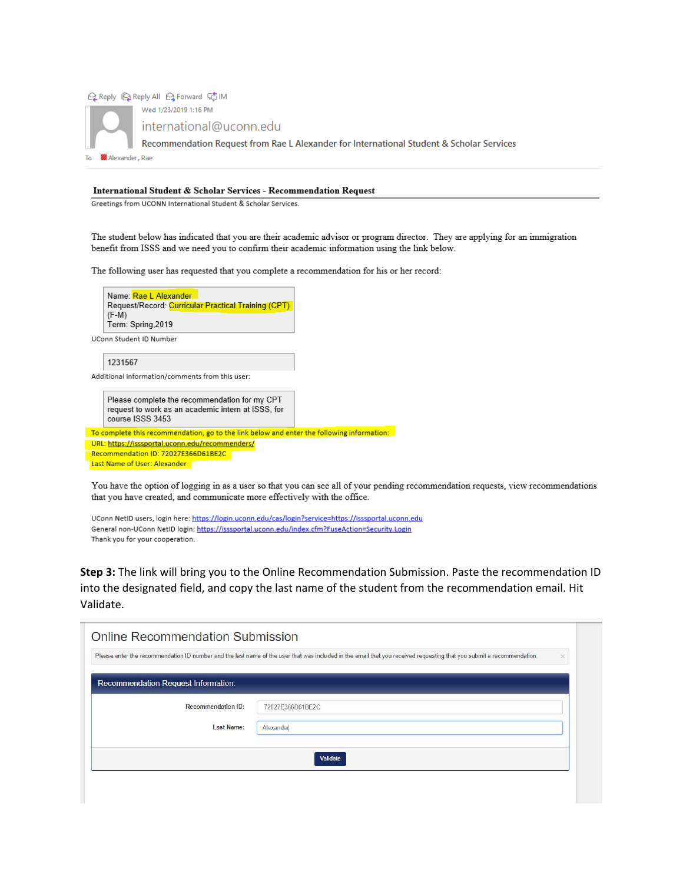Reply | Reply All | Forward | IM

Wed 1/23/2019 1:16 PM

international@uconn.edu

Recommendation Request from Rae L Alexander for International Student & Scholar Services

To Alexander, Rae

**International Student & Scholar Services - Recommendation Request**

Greetings from UCONN International Student & Scholar Services.

The student below has indicated that you are their academic advisor or program director. They are applying for an immigration benefit from ISSS and we need you to confirm their academic information using the link below.

The following user has requested that you complete a recommendation for his or her record:

Name: Rae L Alexander
Request/Record: Curricular Practical Training (CPT) (F-M)
Term: Spring,2019

UConn Student ID Number

1231567

Additional information/comments from this user:

Please complete the recommendation for my CPT request to work as an academic intern at ISSS, for course ISSS 3453

To complete this recommendation, go to the link below and enter the following information:
URL: https://isssportal.uconn.edu/recommenders/
Recommendation ID: 72027E366D61BE2C
Last Name of User: Alexander

You have the option of logging in as a user so that you can see all of your pending recommendation requests, view recommendations that you have created, and communicate more effectively with the office.

UConn NetID users, login here: https://login.uconn.edu/cas/login?service=https://isssportal.uconn.edu
General non-UConn NetID login: https://isssportal.uconn.edu/index.cfm?FuseAction=Security.Login
Thank you for your cooperation.

**Step 3:** The link will bring you to the Online Recommendation Submission. Paste the recommendation ID into the designated field, and copy the last name of the student from the recommendation email. Hit Validate.

Online Recommendation Submission

Please enter the recommendation ID number and the last name of the user that was included in the email that you received requesting that you submit a recommendation.

Recommendation Request Information:

Recommendation ID: 72027E366D61BE2C

Last Name: Alexander

Validate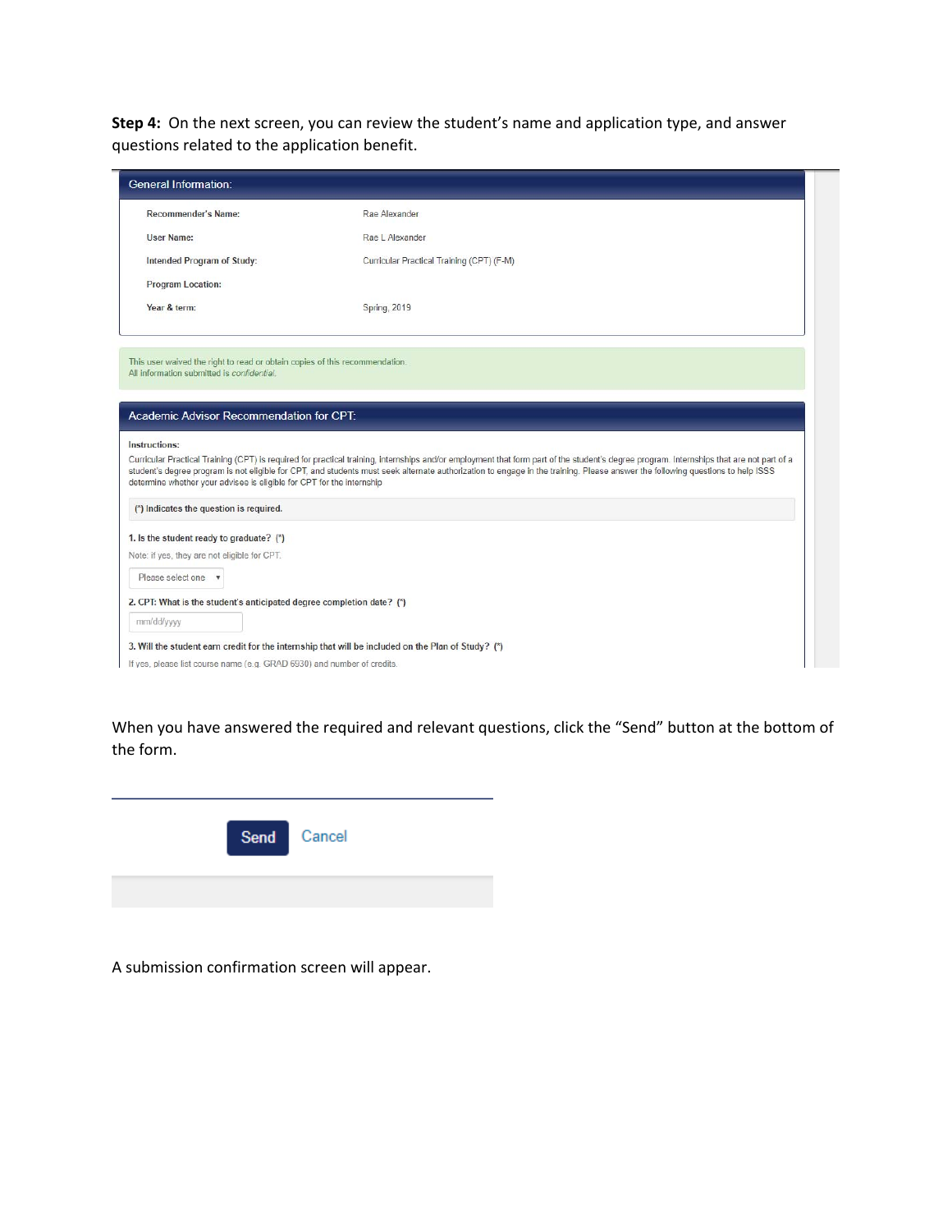**Step 4:** On the next screen, you can review the student's name and application type, and answer questions related to the application benefit.

**General Information:**

| | |
|---|---|
| Recommender's Name: | Rae Alexander |
| User Name: | Rae L Alexander |
| Intended Program of Study: | Curricular Practical Training (CPT) (F-M) |
| Program Location: | |
| Year & term: | Spring, 2019 |

This user waived the right to read or obtain copies of this recommendation.
All information submitted is *confidential*.

**Academic Advisor Recommendation for CPT:**

**Instructions:**
Curricular Practical Training (CPT) is required for practical training, internships and/or employment that form part of the student's degree program. Internships that are not part of a student's degree program is not eligible for CPT, and students must seek alternate authorization to engage in the training. Please answer the following questions to help ISSS determine whether your advisee is eligible for CPT for the internship

(*) Indicates the question is required.

1. Is the student ready to graduate? (*)
Note: if yes, they are not eligible for CPT.
Please select one

2. CPT: What is the student's anticipated degree completion date? (*)
mm/dd/yyyy

3. Will the student earn credit for the internship that will be included on the Plan of Study? (*)
If yes, please list course name (e.g. GRAD 6930) and number of credits.

When you have answered the required and relevant questions, click the "Send" button at the bottom of the form.

Send Cancel

A submission confirmation screen will appear.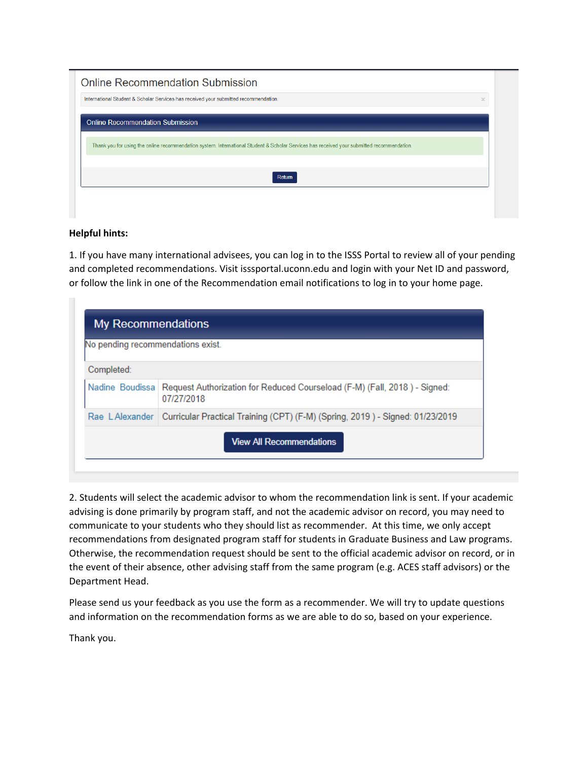Online Recommendation Submission

International Student & Scholar Services has received your submitted recommendation.

Online Recommendation Submission

Thank you for using the online recommendation system. International Student & Scholar Services has received your submitted recommendation.

Return

**Helpful hints:**

1. If you have many international advisees, you can log in to the ISSS Portal to review all of your pending and completed recommendations. Visit isssportal.uconn.edu and login with your Net ID and password, or follow the link in one of the Recommendation email notifications to log in to your home page.

My Recommendations

No pending recommendations exist.

| Completed: | |
|---|---|
| Nadine Boudissa | Request Authorization for Reduced Courseload (F-M) (Fall, 2018 ) - Signed: 07/27/2018 |
| Rae L Alexander | Curricular Practical Training (CPT) (F-M) (Spring, 2019 ) - Signed: 01/23/2019 |

View All Recommendations

2. Students will select the academic advisor to whom the recommendation link is sent. If your academic advising is done primarily by program staff, and not the academic advisor on record, you may need to communicate to your students who they should list as recommender. At this time, we only accept recommendations from designated program staff for students in Graduate Business and Law programs. Otherwise, the recommendation request should be sent to the official academic advisor on record, or in the event of their absence, other advising staff from the same program (e.g. ACES staff advisors) or the Department Head.

Please send us your feedback as you use the form as a recommender. We will try to update questions and information on the recommendation forms as we are able to do so, based on your experience.

Thank you.